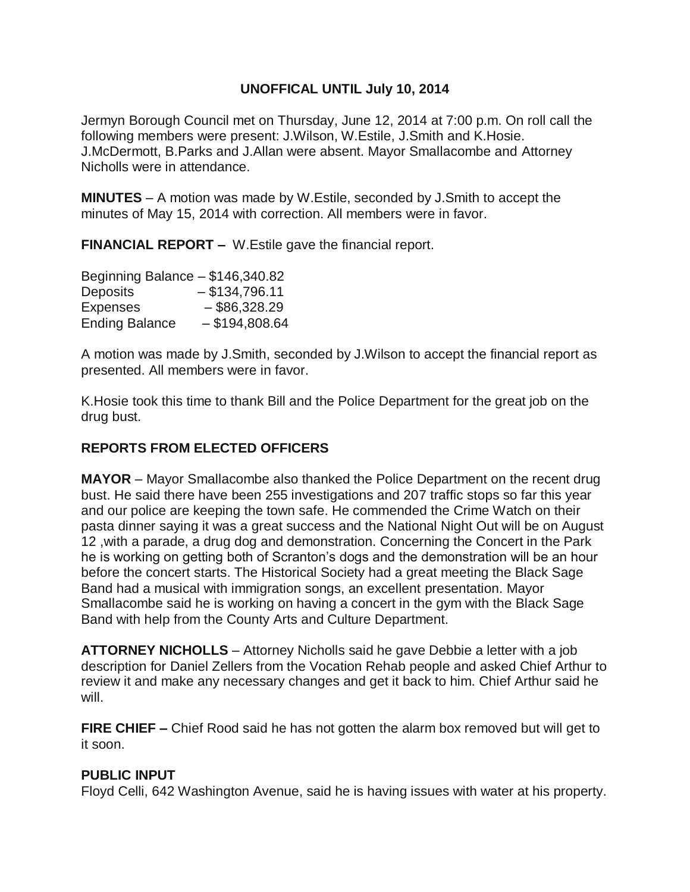**UNOFFICAL UNTIL July 10, 2014**

Jermyn Borough Council met on Thursday, June 12, 2014 at 7:00 p.m. On roll call the following members were present: J.Wilson, W.Estile, J.Smith and K.Hosie. J.McDermott, B.Parks and J.Allan were absent. Mayor Smallacombe and Attorney Nicholls were in attendance.

**MINUTES** – A motion was made by W.Estile, seconded by J.Smith to accept the minutes of May 15, 2014 with correction. All members were in favor.

**FINANCIAL REPORT –** W.Estile gave the financial report.

| | |
|---|---|
| Beginning Balance | – $146,340.82 |
| Deposits | – $134,796.11 |
| Expenses | – $86,328.29 |
| Ending Balance | – $194,808.64 |

A motion was made by J.Smith, seconded by J.Wilson to accept the financial report as presented. All members were in favor.

K.Hosie took this time to thank Bill and the Police Department for the great job on the drug bust.

**REPORTS FROM ELECTED OFFICERS**

**MAYOR** – Mayor Smallacombe also thanked the Police Department on the recent drug bust. He said there have been 255 investigations and 207 traffic stops so far this year and our police are keeping the town safe. He commended the Crime Watch on their pasta dinner saying it was a great success and the National Night Out will be on August 12 ,with a parade, a drug dog and demonstration. Concerning the Concert in the Park he is working on getting both of Scranton's dogs and the demonstration will be an hour before the concert starts. The Historical Society had a great meeting the Black Sage Band had a musical with immigration songs, an excellent presentation. Mayor Smallacombe said he is working on having a concert in the gym with the Black Sage Band with help from the County Arts and Culture Department.

**ATTORNEY NICHOLLS** – Attorney Nicholls said he gave Debbie a letter with a job description for Daniel Zellers from the Vocation Rehab people and asked Chief Arthur to review it and make any necessary changes and get it back to him. Chief Arthur said he will.

**FIRE CHIEF –** Chief Rood said he has not gotten the alarm box removed but will get to it soon.

**PUBLIC INPUT**

Floyd Celli, 642 Washington Avenue, said he is having issues with water at his property.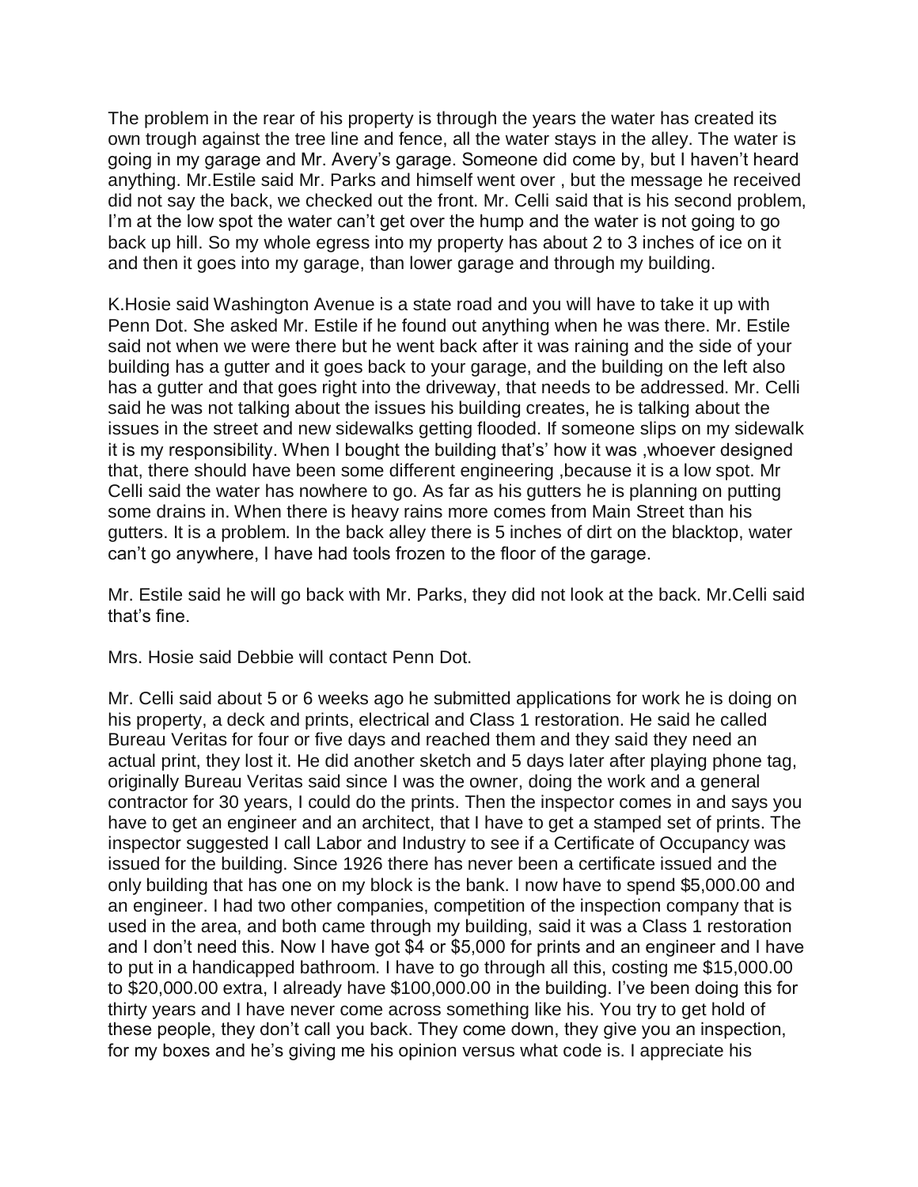The problem in the rear of his property is through the years the water has created its own trough against the tree line and fence, all the water stays in the alley. The water is going in my garage and Mr. Avery's garage. Someone did come by, but I haven't heard anything. Mr.Estile said Mr. Parks and himself went over , but the message he received did not say the back, we checked out the front. Mr. Celli said that is his second problem, I'm at the low spot the water can't get over the hump and the water is not going to go back up hill. So my whole egress into my property has about 2 to 3 inches of ice on it and then it goes into my garage, than lower garage and through my building.

K.Hosie said Washington Avenue is a state road and you will have to take it up with Penn Dot. She asked Mr. Estile if he found out anything when he was there. Mr. Estile said not when we were there but he went back after it was raining and the side of your building has a gutter and it goes back to your garage, and the building on the left also has a gutter and that goes right into the driveway, that needs to be addressed. Mr. Celli said he was not talking about the issues his building creates, he is talking about the issues in the street and new sidewalks getting flooded. If someone slips on my sidewalk it is my responsibility. When I bought the building that's' how it was ,whoever designed that, there should have been some different engineering ,because it is a low spot. Mr Celli said the water has nowhere to go. As far as his gutters he is planning on putting some drains in. When there is heavy rains more comes from Main Street than his gutters. It is a problem. In the back alley there is 5 inches of dirt on the blacktop, water can't go anywhere, I have had tools frozen to the floor of the garage.

Mr. Estile said he will go back with Mr. Parks, they did not look at the back. Mr.Celli said that's fine.

Mrs. Hosie said Debbie will contact Penn Dot.

Mr. Celli said about 5 or 6 weeks ago he submitted applications for work he is doing on his property, a deck and prints, electrical and Class 1 restoration. He said he called Bureau Veritas for four or five days and reached them and they said they need an actual print, they lost it. He did another sketch and 5 days later after playing phone tag, originally Bureau Veritas said since I was the owner, doing the work and a general contractor for 30 years, I could do the prints. Then the inspector comes in and says you have to get an engineer and an architect, that I have to get a stamped set of prints. The inspector suggested I call Labor and Industry to see if a Certificate of Occupancy was issued for the building. Since 1926 there has never been a certificate issued and the only building that has one on my block is the bank. I now have to spend $5,000.00 and an engineer. I had two other companies, competition of the inspection company that is used in the area, and both came through my building, said it was a Class 1 restoration and I don't need this. Now I have got $4 or $5,000 for prints and an engineer and I have to put in a handicapped bathroom. I have to go through all this, costing me $15,000.00 to $20,000.00 extra, I already have $100,000.00 in the building. I've been doing this for thirty years and I have never come across something like his. You try to get hold of these people, they don't call you back. They come down, they give you an inspection, for my boxes and he's giving me his opinion versus what code is. I appreciate his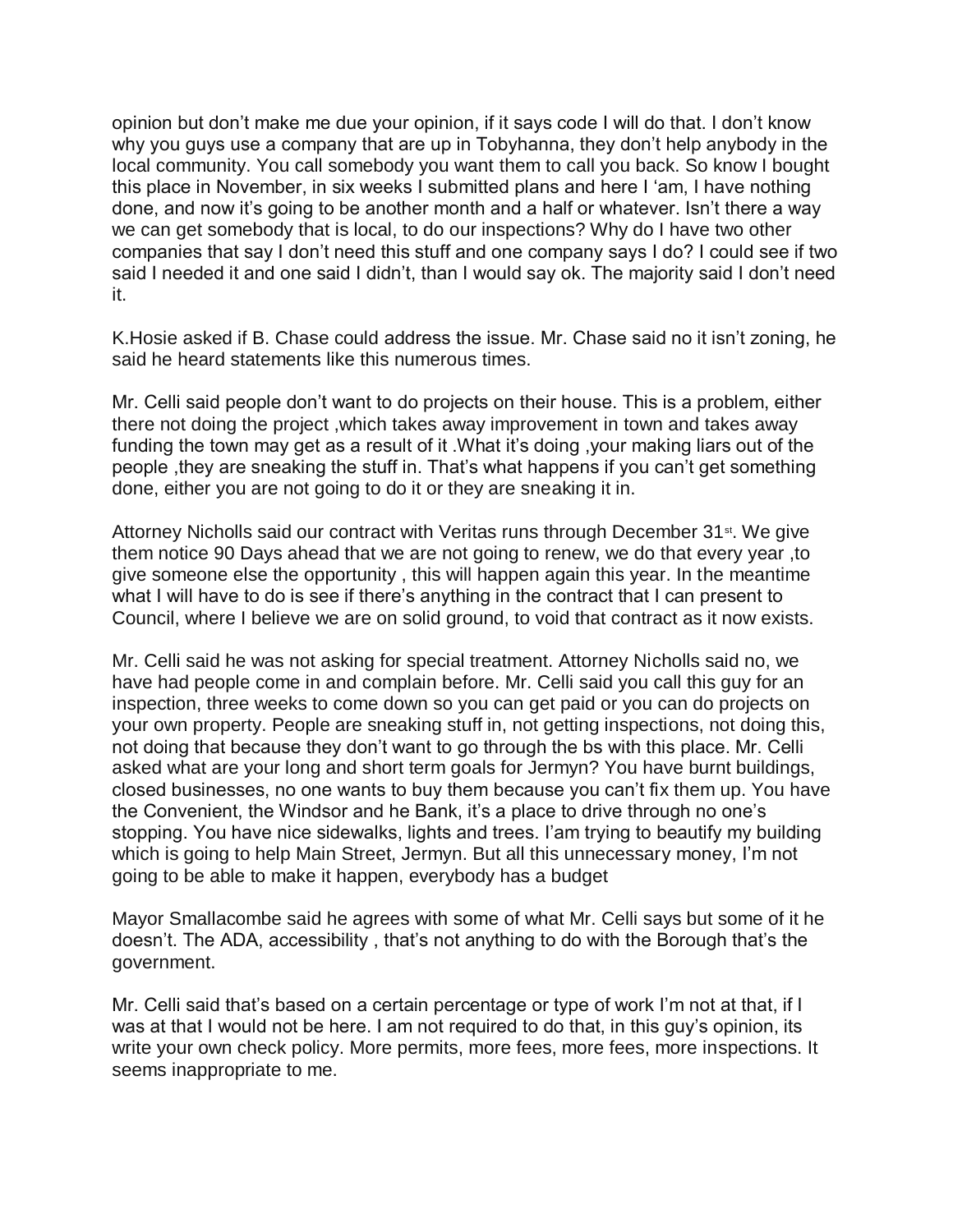opinion but don't make me due your opinion, if it says code I will do that. I don't know why you guys use a company that are up in Tobyhanna, they don't help anybody in the local community. You call somebody you want them to call you back. So know I bought this place in November, in six weeks I submitted plans and here I 'am, I have nothing done, and now it's going to be another month and a half or whatever. Isn't there a way we can get somebody that is local, to do our inspections? Why do I have two other companies that say I don't need this stuff and one company says I do? I could see if two said I needed it and one said I didn't, than I would say ok. The majority said I don't need it.

K.Hosie asked if B. Chase could address the issue. Mr. Chase said no it isn't zoning, he said he heard statements like this numerous times.

Mr. Celli said people don't want to do projects on their house. This is a problem, either there not doing the project ,which takes away improvement in town and takes away funding the town may get as a result of it .What it's doing ,your making liars out of the people ,they are sneaking the stuff in. That's what happens if you can't get something done, either you are not going to do it or they are sneaking it in.

Attorney Nicholls said our contract with Veritas runs through December 31st. We give them notice 90 Days ahead that we are not going to renew, we do that every year ,to give someone else the opportunity , this will happen again this year. In the meantime what I will have to do is see if there's anything in the contract that I can present to Council, where I believe we are on solid ground, to void that contract as it now exists.

Mr. Celli said he was not asking for special treatment. Attorney Nicholls said no, we have had people come in and complain before. Mr. Celli said you call this guy for an inspection, three weeks to come down so you can get paid or you can do projects on your own property. People are sneaking stuff in, not getting inspections, not doing this, not doing that because they don't want to go through the bs with this place. Mr. Celli asked what are your long and short term goals for Jermyn? You have burnt buildings, closed businesses, no one wants to buy them because you can't fix them up. You have the Convenient, the Windsor and he Bank, it's a place to drive through no one's stopping. You have nice sidewalks, lights and trees. I'am trying to beautify my building which is going to help Main Street, Jermyn. But all this unnecessary money, I'm not going to be able to make it happen, everybody has a budget

Mayor Smallacombe said he agrees with some of what Mr. Celli says but some of it he doesn't. The ADA, accessibility , that's not anything to do with the Borough that's the government.

Mr. Celli said that's based on a certain percentage or type of work I'm not at that, if I was at that I would not be here. I am not required to do that, in this guy's opinion, its write your own check policy. More permits, more fees, more fees, more inspections. It seems inappropriate to me.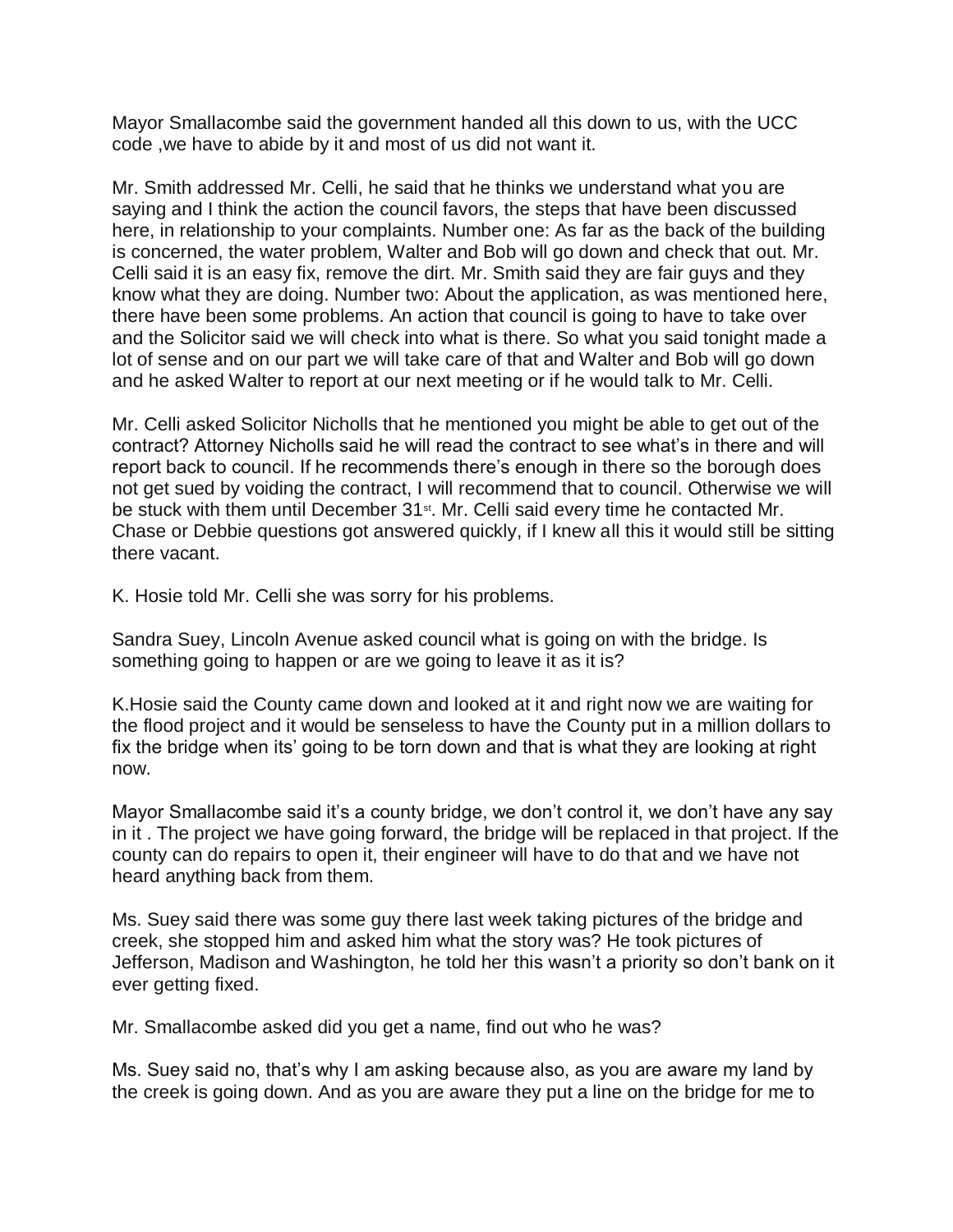Mayor Smallacombe said the government handed all this down to us, with the UCC code ,we have to abide by it and most of us did not want it.

Mr. Smith addressed Mr. Celli, he said that he thinks we understand what you are saying and I think the action the council favors, the steps that have been discussed here, in relationship to your complaints. Number one: As far as the back of the building is concerned, the water problem, Walter and Bob will go down and check that out. Mr. Celli said it is an easy fix, remove the dirt. Mr. Smith said they are fair guys and they know what they are doing. Number two: About the application, as was mentioned here, there have been some problems. An action that council is going to have to take over and the Solicitor said we will check into what is there. So what you said tonight made a lot of sense and on our part we will take care of that and Walter and Bob will go down and he asked Walter to report at our next meeting or if he would talk to Mr. Celli.

Mr. Celli asked Solicitor Nicholls that he mentioned you might be able to get out of the contract? Attorney Nicholls said he will read the contract to see what's in there and will report back to council. If he recommends there's enough in there so the borough does not get sued by voiding the contract, I will recommend that to council. Otherwise we will be stuck with them until December 31st. Mr. Celli said every time he contacted Mr. Chase or Debbie questions got answered quickly, if I knew all this it would still be sitting there vacant.

K. Hosie told Mr. Celli she was sorry for his problems.

Sandra Suey, Lincoln Avenue asked council what is going on with the bridge. Is something going to happen or are we going to leave it as it is?

K.Hosie said the County came down and looked at it and right now we are waiting for the flood project and it would be senseless to have the County put in a million dollars to fix the bridge when its' going to be torn down and that is what they are looking at right now.

Mayor Smallacombe said it's a county bridge, we don't control it, we don't have any say in it . The project we have going forward, the bridge will be replaced in that project. If the county can do repairs to open it, their engineer will have to do that and we have not heard anything back from them.

Ms. Suey said there was some guy there last week taking pictures of the bridge and creek, she stopped him and asked him what the story was? He took pictures of Jefferson, Madison and Washington, he told her this wasn't a priority so don't bank on it ever getting fixed.

Mr. Smallacombe asked did you get a name, find out who he was?

Ms. Suey said no, that's why I am asking because also, as you are aware my land by the creek is going down. And as you are aware they put a line on the bridge for me to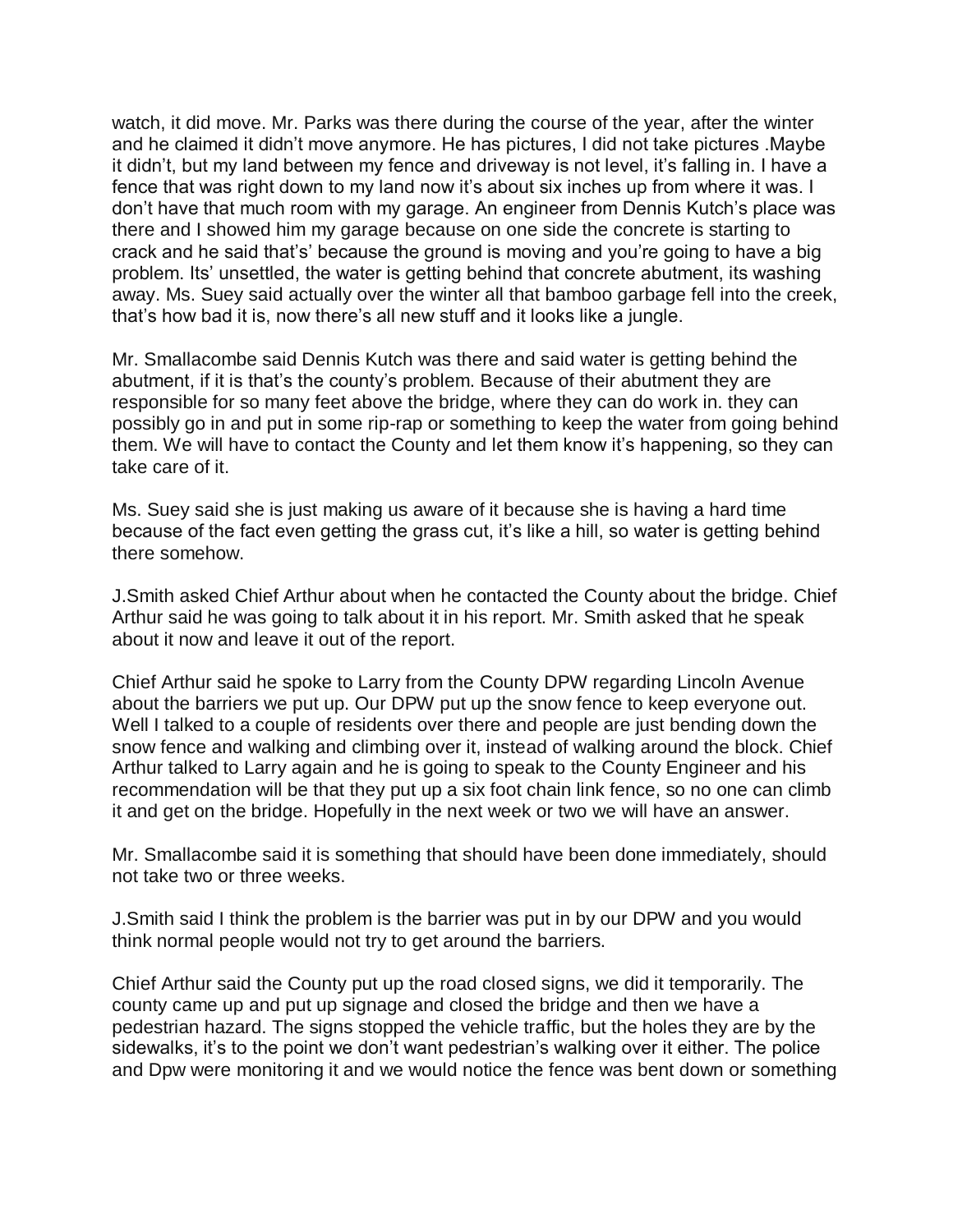watch, it did move. Mr. Parks was there during the course of the year, after the winter and he claimed it didn't move anymore. He has pictures, I did not take pictures .Maybe it didn't, but my land between my fence and driveway is not level, it's falling in. I have a fence that was right down to my land now it's about six inches up from where it was. I don't have that much room with my garage. An engineer from Dennis Kutch's place was there and I showed him my garage because on one side the concrete is starting to crack and he said that's' because the ground is moving and you're going to have a big problem. Its' unsettled, the water is getting behind that concrete abutment, its washing away. Ms. Suey said actually over the winter all that bamboo garbage fell into the creek, that's how bad it is, now there's all new stuff and it looks like a jungle.

Mr. Smallacombe said Dennis Kutch was there and said water is getting behind the abutment, if it is that's the county's problem. Because of their abutment they are responsible for so many feet above the bridge, where they can do work in. they can possibly go in and put in some rip-rap or something to keep the water from going behind them. We will have to contact the County and let them know it's happening, so they can take care of it.

Ms. Suey said she is just making us aware of it because she is having a hard time because of the fact even getting the grass cut, it's like a hill, so water is getting behind there somehow.

J.Smith asked Chief Arthur about when he contacted the County about the bridge. Chief Arthur said he was going to talk about it in his report. Mr. Smith asked that he speak about it now and leave it out of the report.

Chief Arthur said he spoke to Larry from the County DPW regarding Lincoln Avenue about the barriers we put up. Our DPW put up the snow fence to keep everyone out. Well I talked to a couple of residents over there and people are just bending down the snow fence and walking and climbing over it, instead of walking around the block. Chief Arthur talked to Larry again and he is going to speak to the County Engineer and his recommendation will be that they put up a six foot chain link fence, so no one can climb it and get on the bridge. Hopefully in the next week or two we will have an answer.

Mr. Smallacombe said it is something that should have been done immediately, should not take two or three weeks.

J.Smith said I think the problem is the barrier was put in by our DPW and you would think normal people would not try to get around the barriers.

Chief Arthur said the County put up the road closed signs, we did it temporarily. The county came up and put up signage and closed the bridge and then we have a pedestrian hazard. The signs stopped the vehicle traffic, but the holes they are by the sidewalks, it's to the point we don't want pedestrian's walking over it either. The police and Dpw were monitoring it and we would notice the fence was bent down or something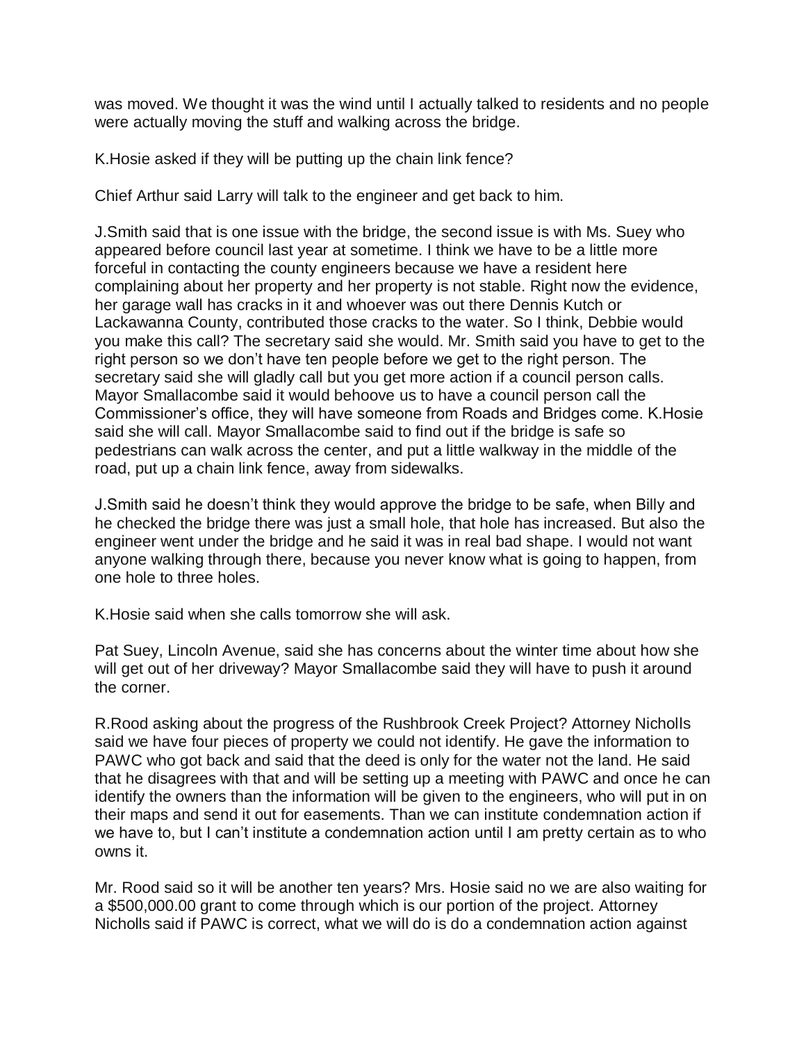was moved. We thought it was the wind until I actually talked to residents and no people were actually moving the stuff and walking across the bridge.

K.Hosie asked if they will be putting up the chain link fence?

Chief Arthur said Larry will talk to the engineer and get back to him.

J.Smith said that is one issue with the bridge, the second issue is with Ms. Suey who appeared before council last year at sometime. I think we have to be a little more forceful in contacting the county engineers because we have a resident here complaining about her property and her property is not stable. Right now the evidence, her garage wall has cracks in it and whoever was out there Dennis Kutch or Lackawanna County, contributed those cracks to the water. So I think, Debbie would you make this call? The secretary said she would. Mr. Smith said you have to get to the right person so we don't have ten people before we get to the right person. The secretary said she will gladly call but you get more action if a council person calls. Mayor Smallacombe said it would behoove us to have a council person call the Commissioner's office, they will have someone from Roads and Bridges come. K.Hosie said she will call. Mayor Smallacombe said to find out if the bridge is safe so pedestrians can walk across the center, and put a little walkway in the middle of the road, put up a chain link fence, away from sidewalks.

J.Smith said he doesn't think they would approve the bridge to be safe, when Billy and he checked the bridge there was just a small hole, that hole has increased. But also the engineer went under the bridge and he said it was in real bad shape. I would not want anyone walking through there, because you never know what is going to happen, from one hole to three holes.

K.Hosie said when she calls tomorrow she will ask.

Pat Suey, Lincoln Avenue, said she has concerns about the winter time about how she will get out of her driveway? Mayor Smallacombe said they will have to push it around the corner.

R.Rood asking about the progress of the Rushbrook Creek Project? Attorney Nicholls said we have four pieces of property we could not identify. He gave the information to PAWC who got back and said that the deed is only for the water not the land. He said that he disagrees with that and will be setting up a meeting with PAWC and once he can identify the owners than the information will be given to the engineers, who will put in on their maps and send it out for easements. Than we can institute condemnation action if we have to, but I can't institute a condemnation action until I am pretty certain as to who owns it.

Mr. Rood said so it will be another ten years? Mrs. Hosie said no we are also waiting for a $500,000.00 grant to come through which is our portion of the project. Attorney Nicholls said if PAWC is correct, what we will do is do a condemnation action against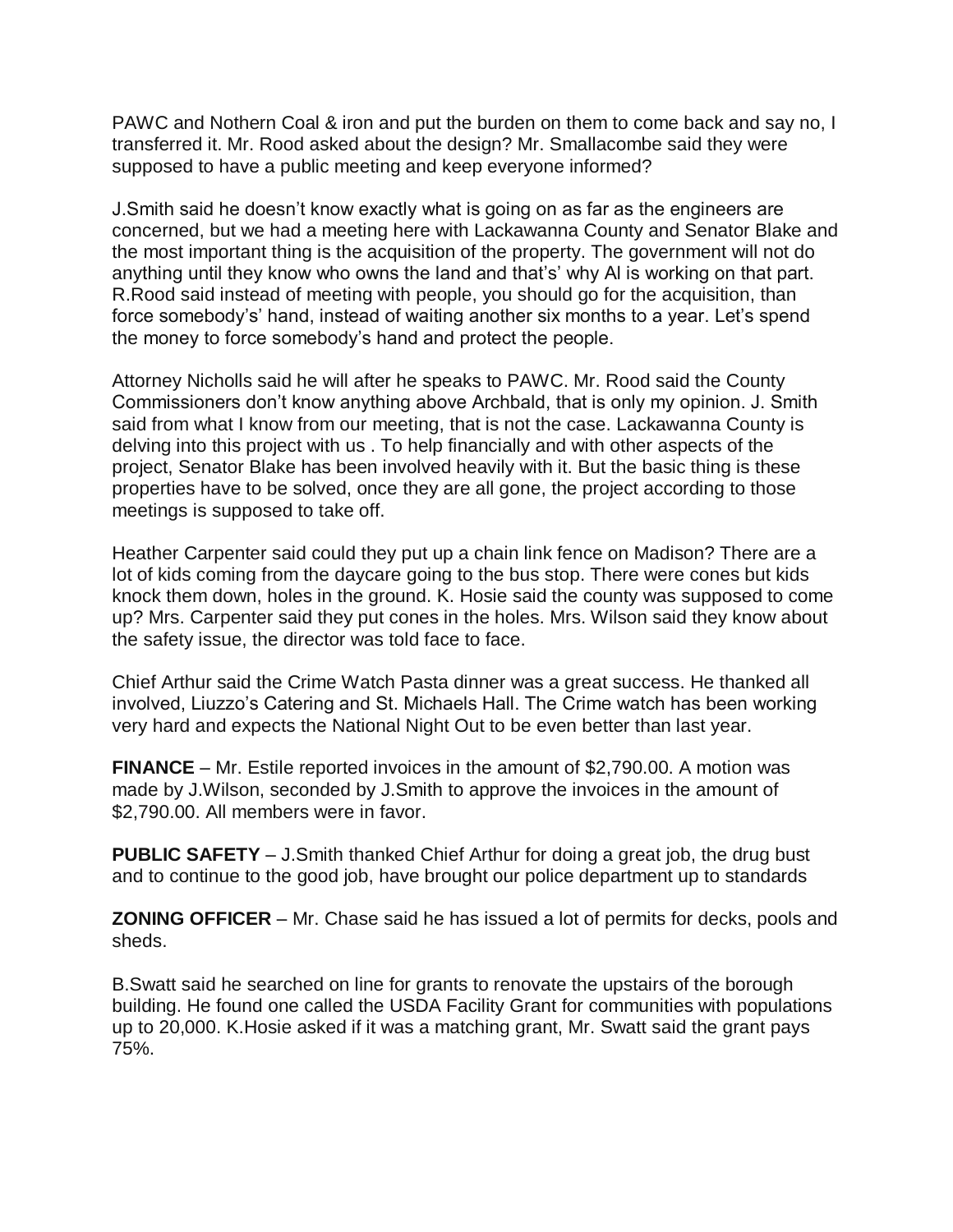PAWC and Nothern Coal & iron and put the burden on them to come back and say no, I transferred it. Mr. Rood asked about the design? Mr. Smallacombe said they were supposed to have a public meeting and keep everyone informed?

J.Smith said he doesn't know exactly what is going on as far as the engineers are concerned, but we had a meeting here with Lackawanna County and Senator Blake and the most important thing is the acquisition of the property. The government will not do anything until they know who owns the land and that's' why Al is working on that part. R.Rood said instead of meeting with people, you should go for the acquisition, than force somebody's' hand, instead of waiting another six months to a year. Let's spend the money to force somebody's hand and protect the people.

Attorney Nicholls said he will after he speaks to PAWC. Mr. Rood said the County Commissioners don't know anything above Archbald, that is only my opinion. J. Smith said from what I know from our meeting, that is not the case. Lackawanna County is delving into this project with us . To help financially and with other aspects of the project, Senator Blake has been involved heavily with it. But the basic thing is these properties have to be solved, once they are all gone, the project according to those meetings is supposed to take off.

Heather Carpenter said could they put up a chain link fence on Madison? There are a lot of kids coming from the daycare going to the bus stop. There were cones but kids knock them down, holes in the ground. K. Hosie said the county was supposed to come up? Mrs. Carpenter said they put cones in the holes. Mrs. Wilson said they know about the safety issue, the director was told face to face.

Chief Arthur said the Crime Watch Pasta dinner was a great success. He thanked all involved, Liuzzo's Catering and St. Michaels Hall. The Crime watch has been working very hard and expects the National Night Out to be even better than last year.

**FINANCE** – Mr. Estile reported invoices in the amount of $2,790.00. A motion was made by J.Wilson, seconded by J.Smith to approve the invoices in the amount of $2,790.00. All members were in favor.

**PUBLIC SAFETY** – J.Smith thanked Chief Arthur for doing a great job, the drug bust and to continue to the good job, have brought our police department up to standards

**ZONING OFFICER** – Mr. Chase said he has issued a lot of permits for decks, pools and sheds.

B.Swatt said he searched on line for grants to renovate the upstairs of the borough building. He found one called the USDA Facility Grant for communities with populations up to 20,000. K.Hosie asked if it was a matching grant, Mr. Swatt said the grant pays 75%.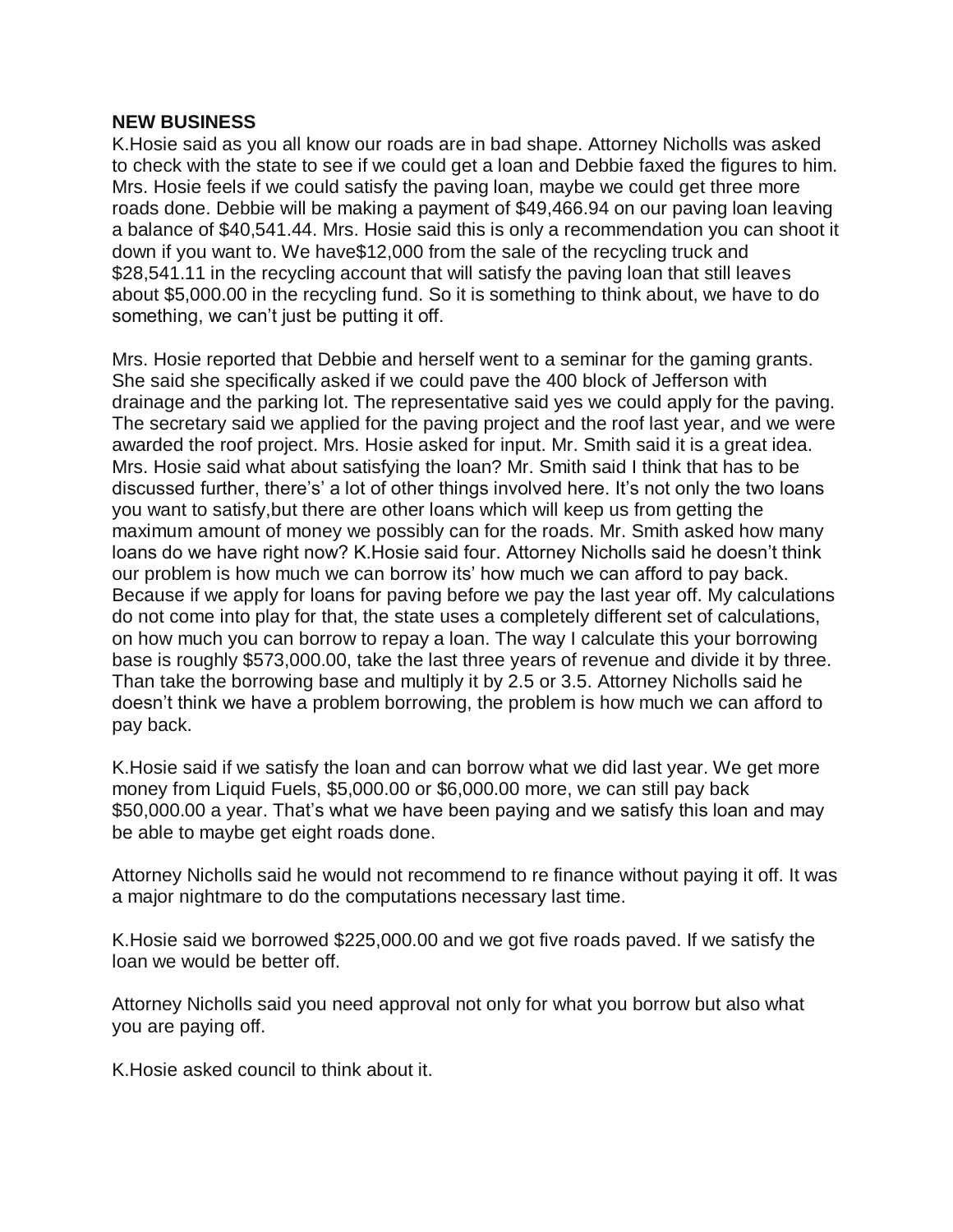**NEW BUSINESS**

K.Hosie said as you all know our roads are in bad shape. Attorney Nicholls was asked to check with the state to see if we could get a loan and Debbie faxed the figures to him. Mrs. Hosie feels if we could satisfy the paving loan, maybe we could get three more roads done. Debbie will be making a payment of $49,466.94 on our paving loan leaving a balance of $40,541.44. Mrs. Hosie said this is only a recommendation you can shoot it down if you want to. We have$12,000 from the sale of the recycling truck and $28,541.11 in the recycling account that will satisfy the paving loan that still leaves about $5,000.00 in the recycling fund. So it is something to think about, we have to do something, we can't just be putting it off.

Mrs. Hosie reported that Debbie and herself went to a seminar for the gaming grants. She said she specifically asked if we could pave the 400 block of Jefferson with drainage and the parking lot. The representative said yes we could apply for the paving. The secretary said we applied for the paving project and the roof last year, and we were awarded the roof project. Mrs. Hosie asked for input. Mr. Smith said it is a great idea. Mrs. Hosie said what about satisfying the loan? Mr. Smith said I think that has to be discussed further, there's' a lot of other things involved here. It's not only the two loans you want to satisfy,but there are other loans which will keep us from getting the maximum amount of money we possibly can for the roads. Mr. Smith asked how many loans do we have right now? K.Hosie said four. Attorney Nicholls said he doesn't think our problem is how much we can borrow its' how much we can afford to pay back. Because if we apply for loans for paving before we pay the last year off. My calculations do not come into play for that, the state uses a completely different set of calculations, on how much you can borrow to repay a loan. The way I calculate this your borrowing base is roughly $573,000.00, take the last three years of revenue and divide it by three. Than take the borrowing base and multiply it by 2.5 or 3.5. Attorney Nicholls said he doesn't think we have a problem borrowing, the problem is how much we can afford to pay back.

K.Hosie said if we satisfy the loan and can borrow what we did last year. We get more money from Liquid Fuels, $5,000.00 or $6,000.00 more, we can still pay back $50,000.00 a year. That's what we have been paying and we satisfy this loan and may be able to maybe get eight roads done.

Attorney Nicholls said he would not recommend to re finance without paying it off. It was a major nightmare to do the computations necessary last time.

K.Hosie said we borrowed $225,000.00 and we got five roads paved. If we satisfy the loan we would be better off.

Attorney Nicholls said you need approval not only for what you borrow but also what you are paying off.

K.Hosie asked council to think about it.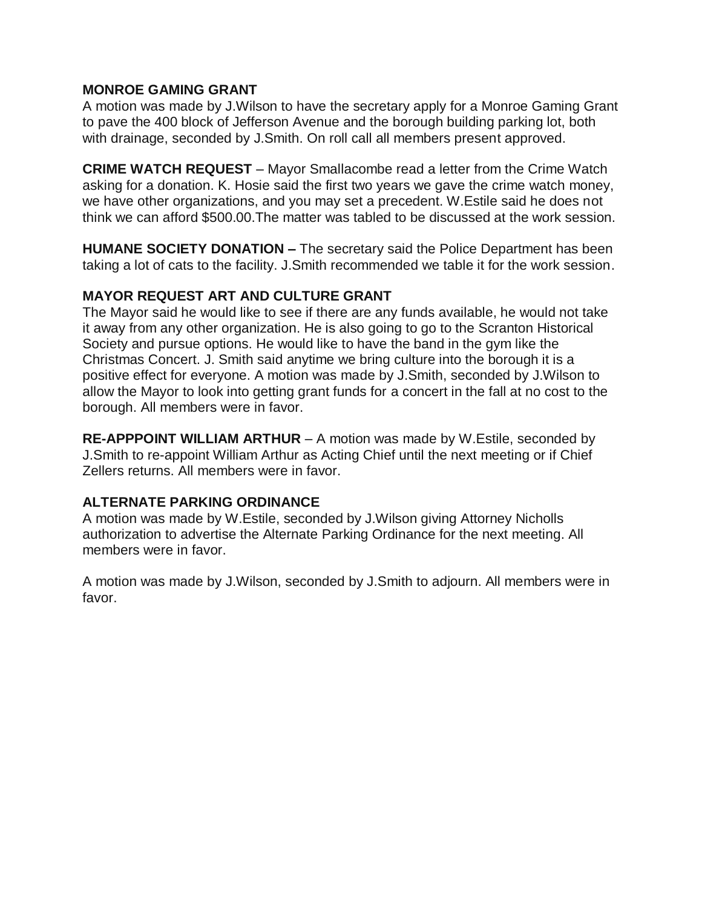**MONROE GAMING GRANT**
A motion was made by J.Wilson to have the secretary apply for a Monroe Gaming Grant to pave the 400 block of Jefferson Avenue and the borough building parking lot, both with drainage, seconded by J.Smith. On roll call all members present approved.

**CRIME WATCH REQUEST** – Mayor Smallacombe read a letter from the Crime Watch asking for a donation. K. Hosie said the first two years we gave the crime watch money, we have other organizations, and you may set a precedent. W.Estile said he does not think we can afford $500.00.The matter was tabled to be discussed at the work session.

**HUMANE SOCIETY DONATION –** The secretary said the Police Department has been taking a lot of cats to the facility. J.Smith recommended we table it for the work session.

**MAYOR REQUEST ART AND CULTURE GRANT**
The Mayor said he would like to see if there are any funds available, he would not take it away from any other organization. He is also going to go to the Scranton Historical Society and pursue options. He would like to have the band in the gym like the Christmas Concert. J. Smith said anytime we bring culture into the borough it is a positive effect for everyone. A motion was made by J.Smith, seconded by J.Wilson to allow the Mayor to look into getting grant funds for a concert in the fall at no cost to the borough. All members were in favor.

**RE-APPPOINT WILLIAM ARTHUR** – A motion was made by W.Estile, seconded by J.Smith to re-appoint William Arthur as Acting Chief until the next meeting or if Chief Zellers returns. All members were in favor.

**ALTERNATE PARKING ORDINANCE**
A motion was made by W.Estile, seconded by J.Wilson giving Attorney Nicholls authorization to advertise the Alternate Parking Ordinance for the next meeting. All members were in favor.

A motion was made by J.Wilson, seconded by J.Smith to adjourn. All members were in favor.